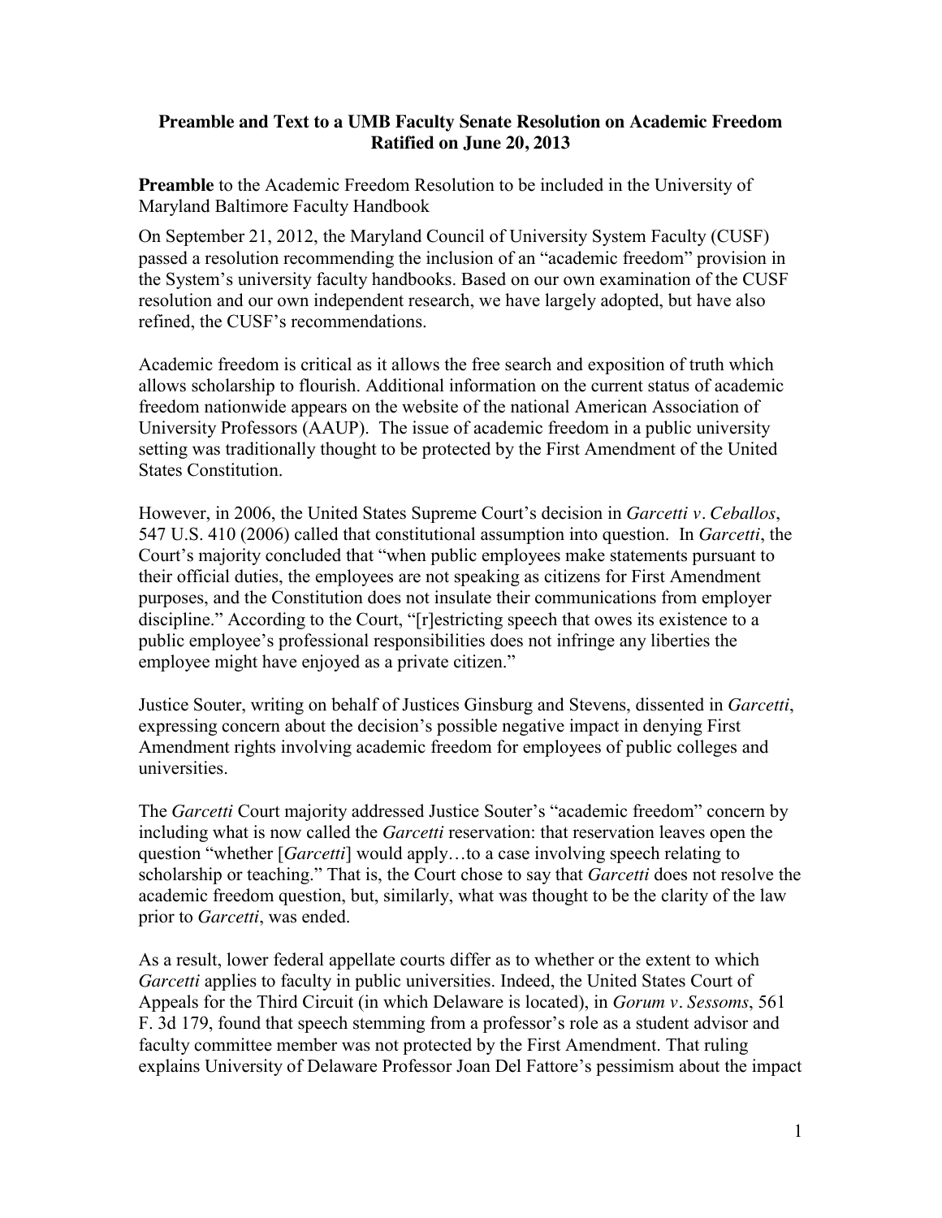**Preamble and Text to a UMB Faculty Senate Resolution on Academic Freedom Ratified on June 20, 2013**

**Preamble** to the Academic Freedom Resolution to be included in the University of Maryland Baltimore Faculty Handbook

On September 21, 2012, the Maryland Council of University System Faculty (CUSF) passed a resolution recommending the inclusion of an "academic freedom" provision in the System's university faculty handbooks. Based on our own examination of the CUSF resolution and our own independent research, we have largely adopted, but have also refined, the CUSF's recommendations.

Academic freedom is critical as it allows the free search and exposition of truth which allows scholarship to flourish. Additional information on the current status of academic freedom nationwide appears on the website of the national American Association of University Professors (AAUP). The issue of academic freedom in a public university setting was traditionally thought to be protected by the First Amendment of the United States Constitution.

However, in 2006, the United States Supreme Court's decision in *Garcetti v. Ceballos*, 547 U.S. 410 (2006) called that constitutional assumption into question. In *Garcetti*, the Court's majority concluded that "when public employees make statements pursuant to their official duties, the employees are not speaking as citizens for First Amendment purposes, and the Constitution does not insulate their communications from employer discipline." According to the Court, "[r]estricting speech that owes its existence to a public employee's professional responsibilities does not infringe any liberties the employee might have enjoyed as a private citizen."

Justice Souter, writing on behalf of Justices Ginsburg and Stevens, dissented in *Garcetti*, expressing concern about the decision's possible negative impact in denying First Amendment rights involving academic freedom for employees of public colleges and universities.

The *Garcetti* Court majority addressed Justice Souter's "academic freedom" concern by including what is now called the *Garcetti* reservation: that reservation leaves open the question "whether [*Garcetti*] would apply…to a case involving speech relating to scholarship or teaching." That is, the Court chose to say that *Garcetti* does not resolve the academic freedom question, but, similarly, what was thought to be the clarity of the law prior to *Garcetti*, was ended.

As a result, lower federal appellate courts differ as to whether or the extent to which *Garcetti* applies to faculty in public universities. Indeed, the United States Court of Appeals for the Third Circuit (in which Delaware is located), in *Gorum v. Sessoms*, 561 F. 3d 179, found that speech stemming from a professor's role as a student advisor and faculty committee member was not protected by the First Amendment. That ruling explains University of Delaware Professor Joan Del Fattore's pessimism about the impact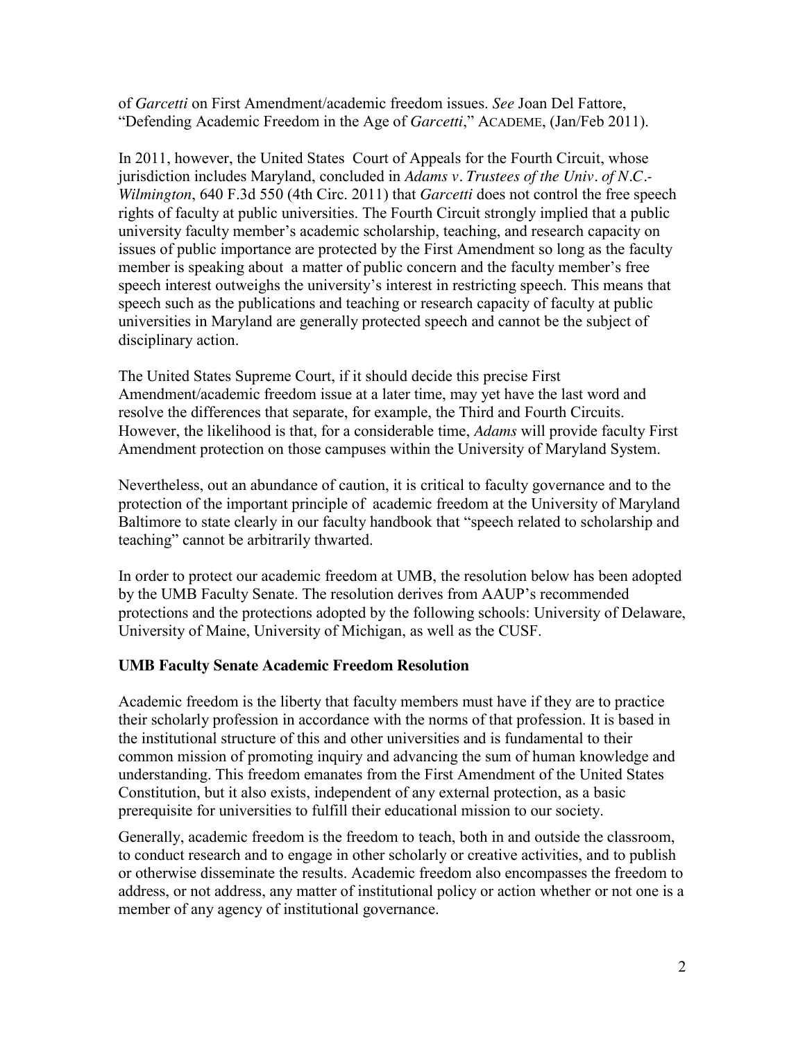of *Garcetti* on First Amendment/academic freedom issues. *See* Joan Del Fattore, "Defending Academic Freedom in the Age of *Garcetti*," ACADEME, (Jan/Feb 2011).

In 2011, however, the United States Court of Appeals for the Fourth Circuit, whose jurisdiction includes Maryland, concluded in *Adams v. Trustees of the Univ. of N.C.-Wilmington*, 640 F.3d 550 (4th Circ. 2011) that *Garcetti* does not control the free speech rights of faculty at public universities. The Fourth Circuit strongly implied that a public university faculty member's academic scholarship, teaching, and research capacity on issues of public importance are protected by the First Amendment so long as the faculty member is speaking about a matter of public concern and the faculty member's free speech interest outweighs the university's interest in restricting speech. This means that speech such as the publications and teaching or research capacity of faculty at public universities in Maryland are generally protected speech and cannot be the subject of disciplinary action.

The United States Supreme Court, if it should decide this precise First Amendment/academic freedom issue at a later time, may yet have the last word and resolve the differences that separate, for example, the Third and Fourth Circuits. However, the likelihood is that, for a considerable time, *Adams* will provide faculty First Amendment protection on those campuses within the University of Maryland System.

Nevertheless, out an abundance of caution, it is critical to faculty governance and to the protection of the important principle of academic freedom at the University of Maryland Baltimore to state clearly in our faculty handbook that "speech related to scholarship and teaching" cannot be arbitrarily thwarted.

In order to protect our academic freedom at UMB, the resolution below has been adopted by the UMB Faculty Senate. The resolution derives from AAUP's recommended protections and the protections adopted by the following schools: University of Delaware, University of Maine, University of Michigan, as well as the CUSF.

### UMB Faculty Senate Academic Freedom Resolution

Academic freedom is the liberty that faculty members must have if they are to practice their scholarly profession in accordance with the norms of that profession. It is based in the institutional structure of this and other universities and is fundamental to their common mission of promoting inquiry and advancing the sum of human knowledge and understanding. This freedom emanates from the First Amendment of the United States Constitution, but it also exists, independent of any external protection, as a basic prerequisite for universities to fulfill their educational mission to our society.

Generally, academic freedom is the freedom to teach, both in and outside the classroom, to conduct research and to engage in other scholarly or creative activities, and to publish or otherwise disseminate the results. Academic freedom also encompasses the freedom to address, or not address, any matter of institutional policy or action whether or not one is a member of any agency of institutional governance.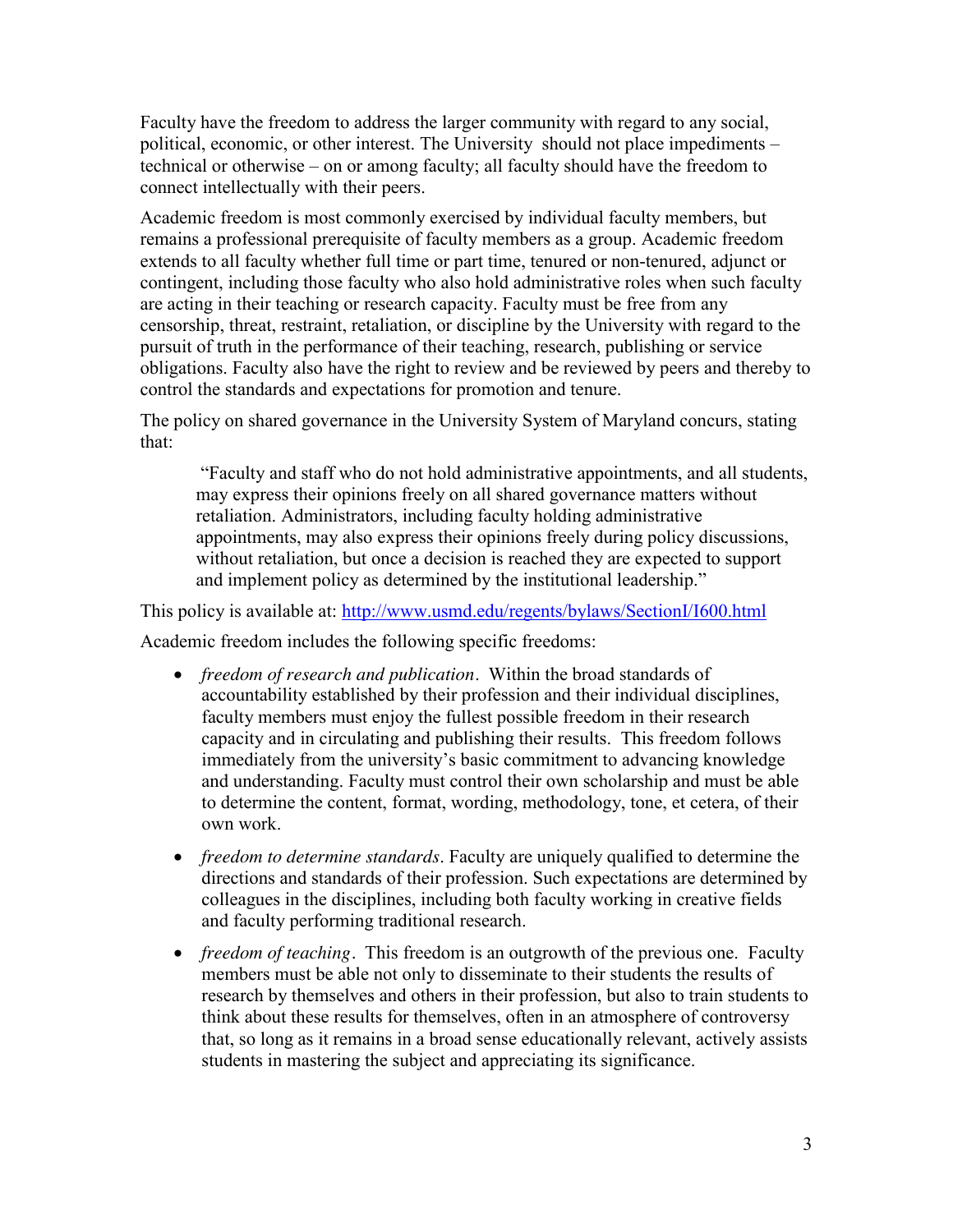Faculty have the freedom to address the larger community with regard to any social, political, economic, or other interest. The University should not place impediments – technical or otherwise – on or among faculty; all faculty should have the freedom to connect intellectually with their peers.

Academic freedom is most commonly exercised by individual faculty members, but remains a professional prerequisite of faculty members as a group. Academic freedom extends to all faculty whether full time or part time, tenured or non-tenured, adjunct or contingent, including those faculty who also hold administrative roles when such faculty are acting in their teaching or research capacity. Faculty must be free from any censorship, threat, restraint, retaliation, or discipline by the University with regard to the pursuit of truth in the performance of their teaching, research, publishing or service obligations. Faculty also have the right to review and be reviewed by peers and thereby to control the standards and expectations for promotion and tenure.

The policy on shared governance in the University System of Maryland concurs, stating that:

> "Faculty and staff who do not hold administrative appointments, and all students, may express their opinions freely on all shared governance matters without retaliation. Administrators, including faculty holding administrative appointments, may also express their opinions freely during policy discussions, without retaliation, but once a decision is reached they are expected to support and implement policy as determined by the institutional leadership."

This policy is available at: [http://www.usmd.edu/regents/bylaws/SectionI/I600.html](http://www.usmd.edu/regents/bylaws/SectionI/I600.html)

Academic freedom includes the following specific freedoms:

- *freedom of research and publication*. Within the broad standards of accountability established by their profession and their individual disciplines, faculty members must enjoy the fullest possible freedom in their research capacity and in circulating and publishing their results. This freedom follows immediately from the university's basic commitment to advancing knowledge and understanding. Faculty must control their own scholarship and must be able to determine the content, format, wording, methodology, tone, et cetera, of their own work.
- *freedom to determine standards*. Faculty are uniquely qualified to determine the directions and standards of their profession. Such expectations are determined by colleagues in the disciplines, including both faculty working in creative fields and faculty performing traditional research.
- *freedom of teaching*. This freedom is an outgrowth of the previous one. Faculty members must be able not only to disseminate to their students the results of research by themselves and others in their profession, but also to train students to think about these results for themselves, often in an atmosphere of controversy that, so long as it remains in a broad sense educationally relevant, actively assists students in mastering the subject and appreciating its significance.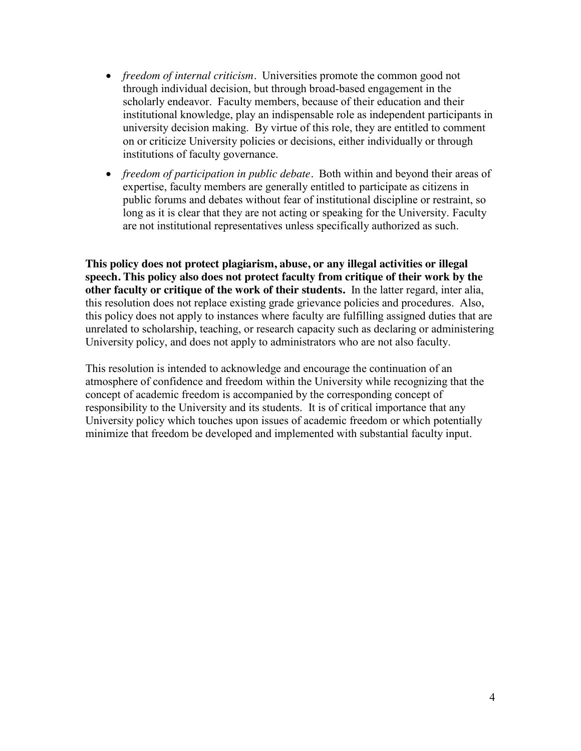- *freedom of internal criticism*. Universities promote the common good not through individual decision, but through broad-based engagement in the scholarly endeavor. Faculty members, because of their education and their institutional knowledge, play an indispensable role as independent participants in university decision making. By virtue of this role, they are entitled to comment on or criticize University policies or decisions, either individually or through institutions of faculty governance.
- *freedom of participation in public debate*. Both within and beyond their areas of expertise, faculty members are generally entitled to participate as citizens in public forums and debates without fear of institutional discipline or restraint, so long as it is clear that they are not acting or speaking for the University. Faculty are not institutional representatives unless specifically authorized as such.

**This policy does not protect plagiarism, abuse, or any illegal activities or illegal speech. This policy also does not protect faculty from critique of their work by the other faculty or critique of the work of their students.** In the latter regard, inter alia, this resolution does not replace existing grade grievance policies and procedures. Also, this policy does not apply to instances where faculty are fulfilling assigned duties that are unrelated to scholarship, teaching, or research capacity such as declaring or administering University policy, and does not apply to administrators who are not also faculty.

This resolution is intended to acknowledge and encourage the continuation of an atmosphere of confidence and freedom within the University while recognizing that the concept of academic freedom is accompanied by the corresponding concept of responsibility to the University and its students. It is of critical importance that any University policy which touches upon issues of academic freedom or which potentially minimize that freedom be developed and implemented with substantial faculty input.